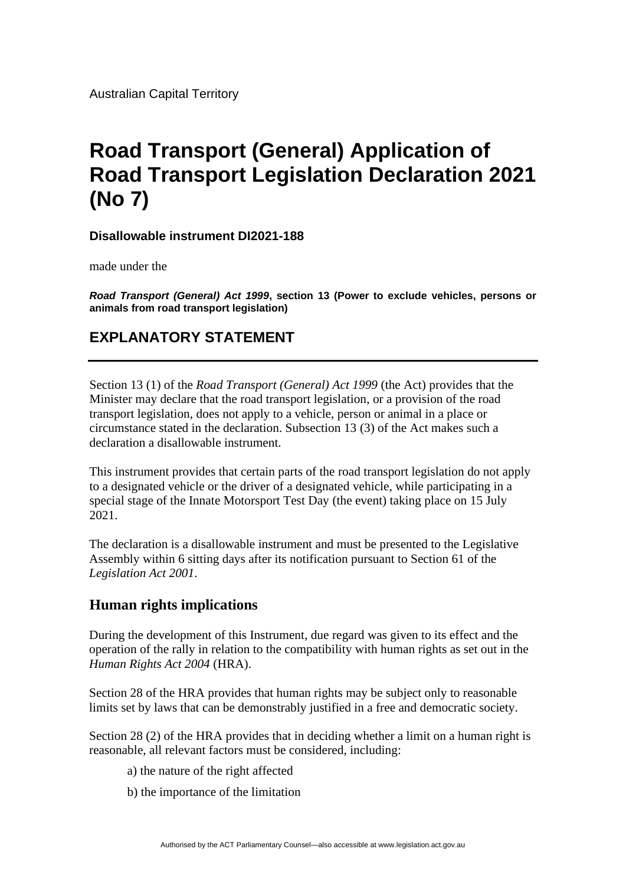Australian Capital Territory

# Road Transport (General) Application of Road Transport Legislation Declaration 2021 (No 7)

**Disallowable instrument DI2021-188**

made under the

***Road Transport (General) Act 1999*, section 13 (Power to exclude vehicles, persons or animals from road transport legislation)**

## EXPLANATORY STATEMENT

Section 13 (1) of the *Road Transport (General) Act 1999* (the Act) provides that the Minister may declare that the road transport legislation, or a provision of the road transport legislation, does not apply to a vehicle, person or animal in a place or circumstance stated in the declaration. Subsection 13 (3) of the Act makes such a declaration a disallowable instrument.

This instrument provides that certain parts of the road transport legislation do not apply to a designated vehicle or the driver of a designated vehicle, while participating in a special stage of the Innate Motorsport Test Day (the event) taking place on 15 July 2021.

The declaration is a disallowable instrument and must be presented to the Legislative Assembly within 6 sitting days after its notification pursuant to Section 61 of the *Legislation Act 2001*.

### Human rights implications

During the development of this Instrument, due regard was given to its effect and the operation of the rally in relation to the compatibility with human rights as set out in the *Human Rights Act 2004* (HRA).

Section 28 of the HRA provides that human rights may be subject only to reasonable limits set by laws that can be demonstrably justified in a free and democratic society.

Section 28 (2) of the HRA provides that in deciding whether a limit on a human right is reasonable, all relevant factors must be considered, including:

a) the nature of the right affected

b) the importance of the limitation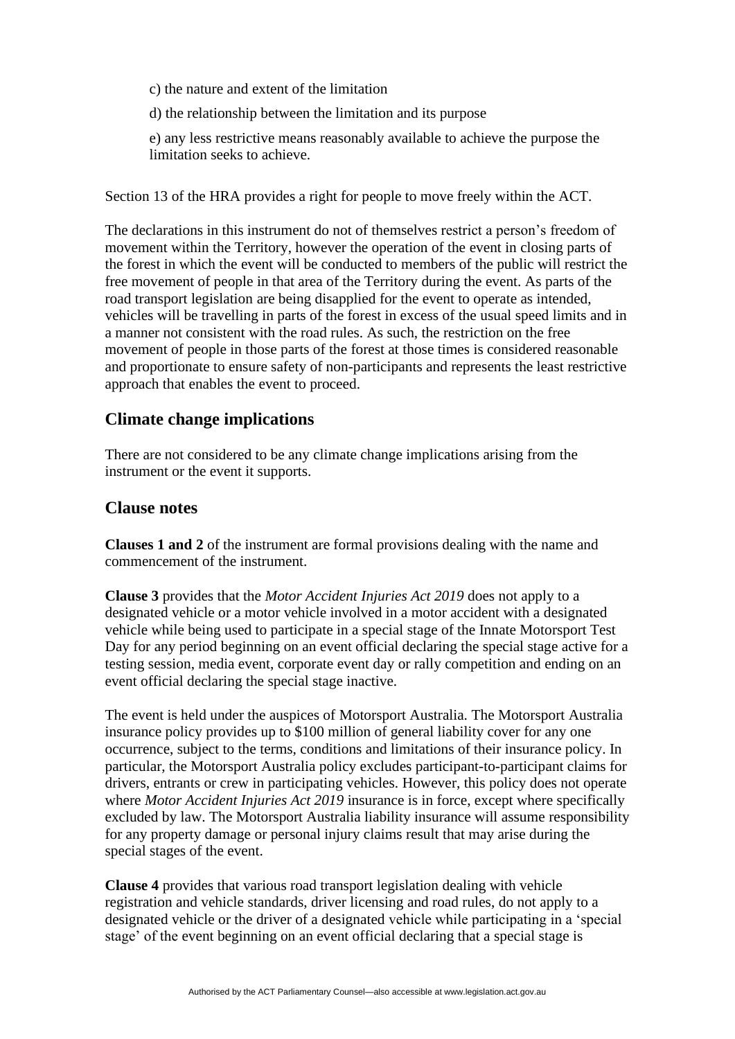c) the nature and extent of the limitation

d) the relationship between the limitation and its purpose

e) any less restrictive means reasonably available to achieve the purpose the limitation seeks to achieve.

Section 13 of the HRA provides a right for people to move freely within the ACT.

The declarations in this instrument do not of themselves restrict a person's freedom of movement within the Territory, however the operation of the event in closing parts of the forest in which the event will be conducted to members of the public will restrict the free movement of people in that area of the Territory during the event. As parts of the road transport legislation are being disapplied for the event to operate as intended, vehicles will be travelling in parts of the forest in excess of the usual speed limits and in a manner not consistent with the road rules. As such, the restriction on the free movement of people in those parts of the forest at those times is considered reasonable and proportionate to ensure safety of non-participants and represents the least restrictive approach that enables the event to proceed.

## Climate change implications

There are not considered to be any climate change implications arising from the instrument or the event it supports.

## Clause notes

**Clauses 1 and 2** of the instrument are formal provisions dealing with the name and commencement of the instrument.

**Clause 3** provides that the *Motor Accident Injuries Act 2019* does not apply to a designated vehicle or a motor vehicle involved in a motor accident with a designated vehicle while being used to participate in a special stage of the Innate Motorsport Test Day for any period beginning on an event official declaring the special stage active for a testing session, media event, corporate event day or rally competition and ending on an event official declaring the special stage inactive.

The event is held under the auspices of Motorsport Australia. The Motorsport Australia insurance policy provides up to $100 million of general liability cover for any one occurrence, subject to the terms, conditions and limitations of their insurance policy. In particular, the Motorsport Australia policy excludes participant-to-participant claims for drivers, entrants or crew in participating vehicles. However, this policy does not operate where *Motor Accident Injuries Act 2019* insurance is in force, except where specifically excluded by law. The Motorsport Australia liability insurance will assume responsibility for any property damage or personal injury claims result that may arise during the special stages of the event.

**Clause 4** provides that various road transport legislation dealing with vehicle registration and vehicle standards, driver licensing and road rules, do not apply to a designated vehicle or the driver of a designated vehicle while participating in a 'special stage' of the event beginning on an event official declaring that a special stage is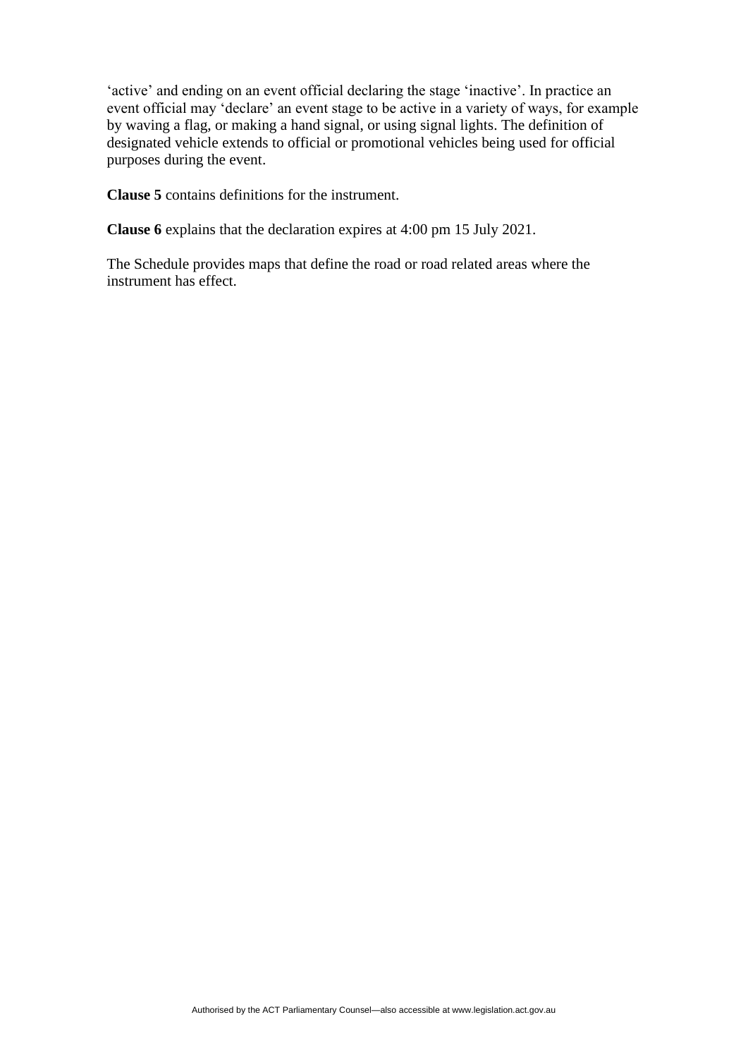'active' and ending on an event official declaring the stage 'inactive'. In practice an event official may 'declare' an event stage to be active in a variety of ways, for example by waving a flag, or making a hand signal, or using signal lights. The definition of designated vehicle extends to official or promotional vehicles being used for official purposes during the event.

**Clause 5** contains definitions for the instrument.

**Clause 6** explains that the declaration expires at 4:00 pm 15 July 2021.

The Schedule provides maps that define the road or road related areas where the instrument has effect.